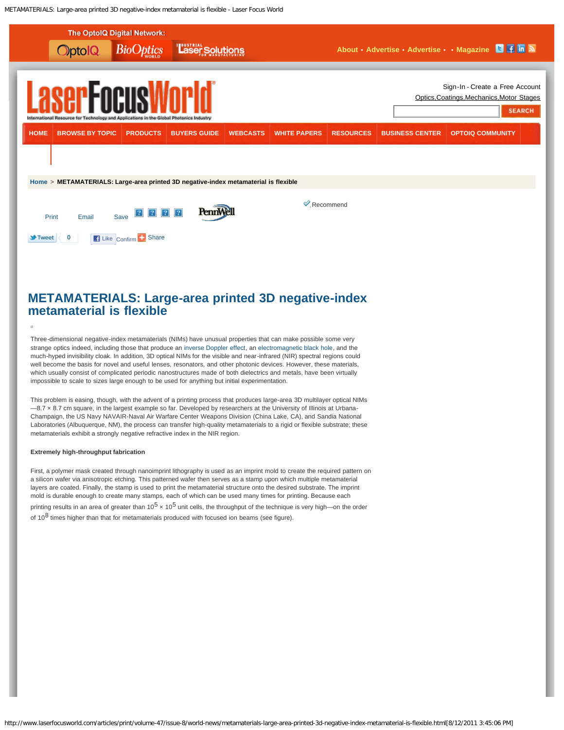# METAMATERIALS: Large-area printed 3D negative-index metamaterial is flexible

Three-dimensional negative-index metamaterials (NIMs) have unusual properties that can make possible some very strange optics indeed, including those that produce an inverse Doppler effect, an electromagnetic black hole, and the much-hyped invisibility cloak. In addition, 3D optical NIMs for the visible and near-infrared (NIR) spectral regions could well become the basis for novel and useful lenses, resonators, and other photonic devices. However, these materials, which usually consist of complicated periodic nanostructures made of both dielectrics and metals, have been virtually impossible to scale to sizes large enough to be used for anything but initial experimentation.

This problem is easing, though, with the advent of a printing process that produces large-area 3D multilayer optical NIMs—8.7 × 8.7 cm square, in the largest example so far. Developed by researchers at the University of Illinois at Urbana-Champaign, the US Navy NAVAIR-Naval Air Warfare Center Weapons Division (China Lake, CA), and Sandia National Laboratories (Albuquerque, NM), the process can transfer high-quality metamaterials to a rigid or flexible substrate; these metamaterials exhibit a strongly negative refractive index in the NIR region.

**Extremely high-throughput fabrication**

First, a polymer mask created through nanoimprint lithography is used as an imprint mold to create the required pattern on a silicon wafer via anisotropic etching. This patterned wafer then serves as a stamp upon which multiple metamaterial layers are coated. Finally, the stamp is used to print the metamaterial structure onto the desired substrate. The imprint mold is durable enough to create many stamps, each of which can be used many times for printing. Because each printing results in an area of greater than $10^5 \times 10^5$ unit cells, the throughput of the technique is very high—on the order of $10^8$ times higher than that for metamaterials produced with focused ion beams (see figure).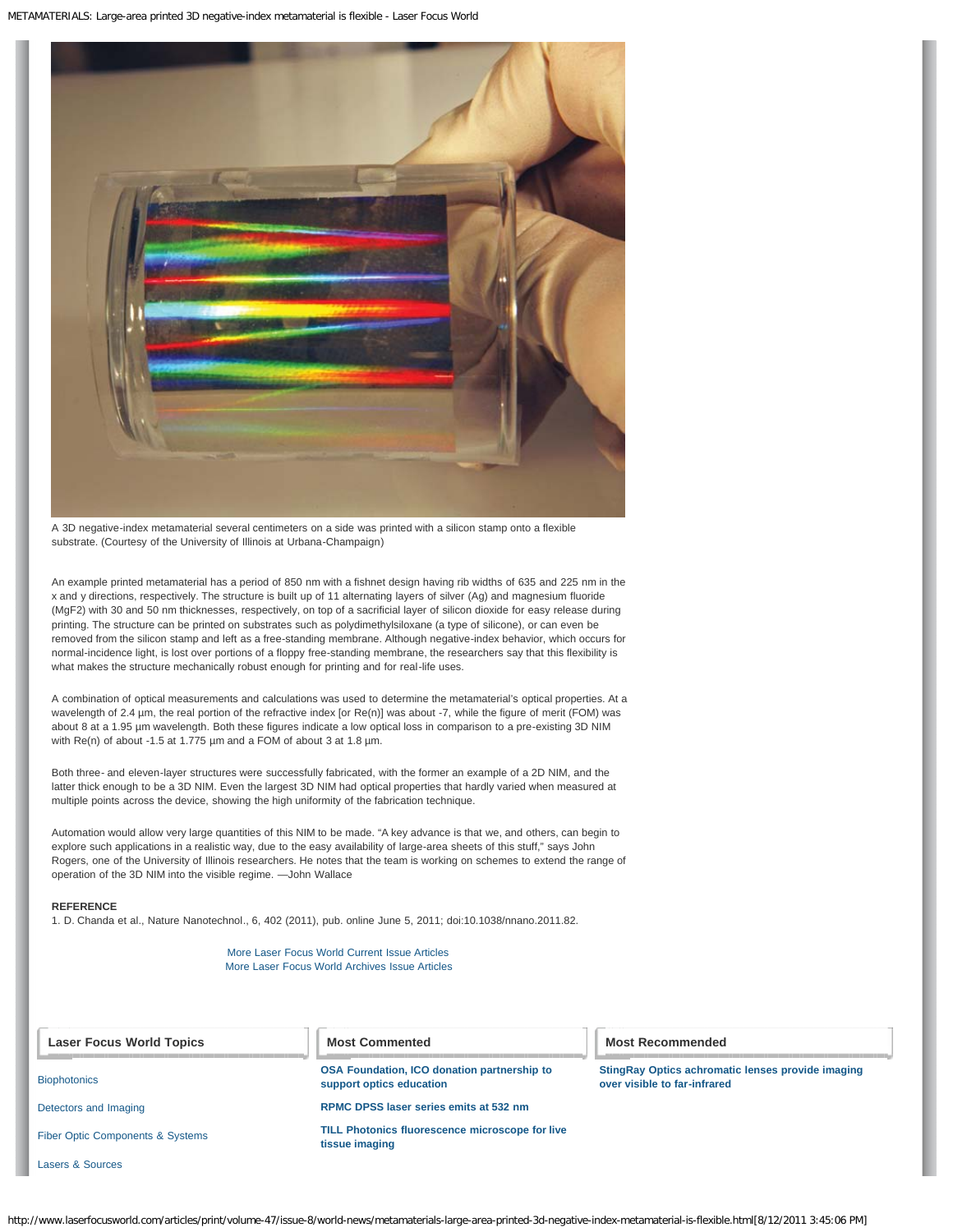A 3D negative-index metamaterial several centimeters on a side was printed with a silicon stamp onto a flexible substrate. (Courtesy of the University of Illinois at Urbana-Champaign)

An example printed metamaterial has a period of 850 nm with a fishnet design having rib widths of 635 and 225 nm in the x and y directions, respectively. The structure is built up of 11 alternating layers of silver (Ag) and magnesium fluoride ($MgF_2$) with 30 and 50 nm thicknesses, respectively, on top of a sacrificial layer of silicon dioxide for easy release during printing. The structure can be printed on substrates such as polydimethylsiloxane (a type of silicone), or can even be removed from the silicon stamp and left as a free-standing membrane. Although negative-index behavior, which occurs for normal-incidence light, is lost over portions of a floppy free-standing membrane, the researchers say that this flexibility is what makes the structure mechanically robust enough for printing and for real-life uses.

A combination of optical measurements and calculations was used to determine the metamaterial's optical properties. At a wavelength of 2.4 µm, the real portion of the refractive index [or Re(n)] was about -7, while the figure of merit (FOM) was about 8 at a 1.95 µm wavelength. Both these figures indicate a low optical loss in comparison to a pre-existing 3D NIM with Re(n) of about -1.5 at 1.775 µm and a FOM of about 3 at 1.8 µm.

Both three- and eleven-layer structures were successfully fabricated, with the former an example of a 2D NIM, and the latter thick enough to be a 3D NIM. Even the largest 3D NIM had optical properties that hardly varied when measured at multiple points across the device, showing the high uniformity of the fabrication technique.

Automation would allow very large quantities of this NIM to be made. "A key advance is that we, and others, can begin to explore such applications in a realistic way, due to the easy availability of large-area sheets of this stuff," says John Rogers, one of the University of Illinois researchers. He notes that the team is working on schemes to extend the range of operation of the 3D NIM into the visible regime. —John Wallace

**REFERENCE**

1. D. Chanda et al., Nature Nanotechnol., 6, 402 (2011), pub. online June 5, 2011; doi:10.1038/nnano.2011.82.

More Laser Focus World Current Issue Articles
More Laser Focus World Archives Issue Articles

**Laser Focus World Topics**

- Biophotonics
- Detectors and Imaging
- Fiber Optic Components & Systems
- Lasers & Sources

**Most Commented**

- **OSA Foundation, ICO donation partnership to support optics education**
- **RPMC DPSS laser series emits at 532 nm**
- **TILL Photonics fluorescence microscope for live tissue imaging**

**Most Recommended**

- **StingRay Optics achromatic lenses provide imaging over visible to far-infrared**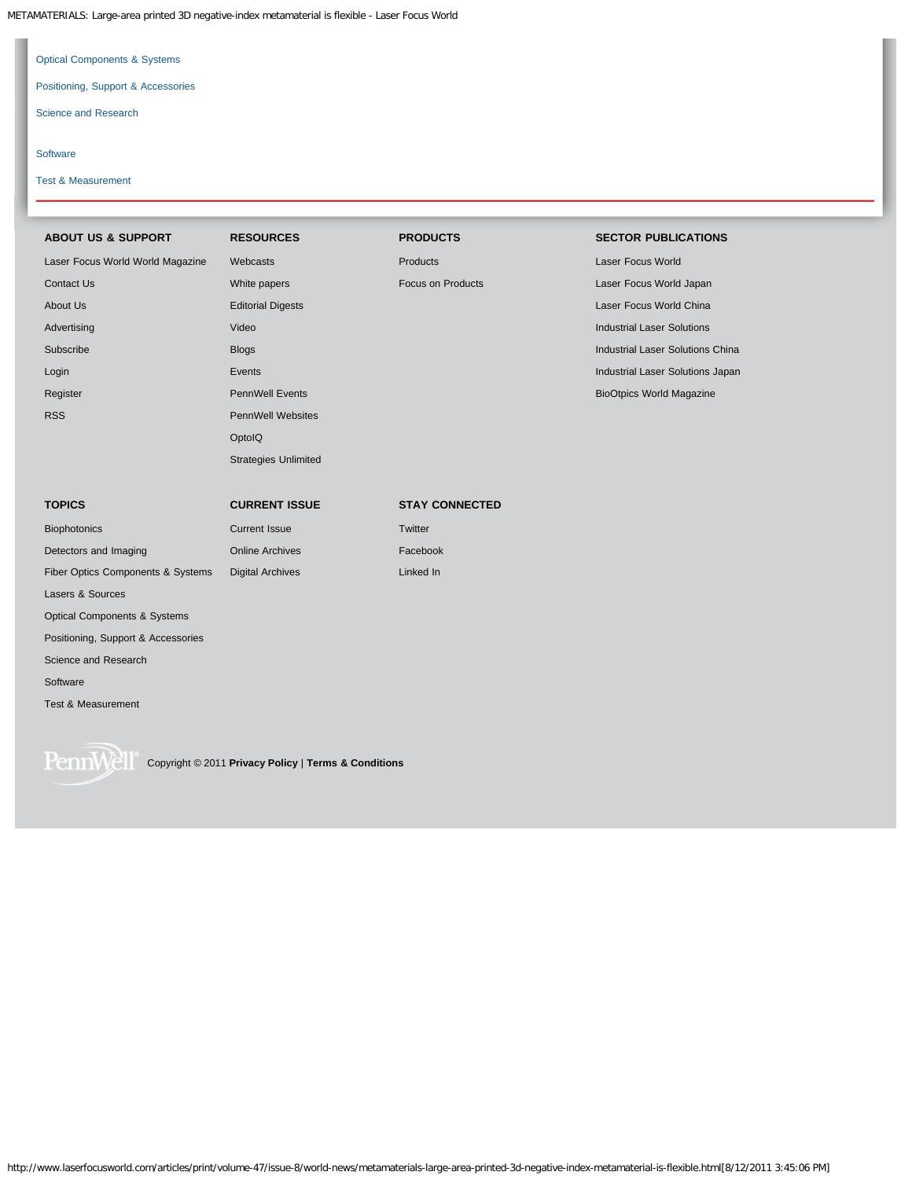Optical Components & Systems

Positioning, Support & Accessories

Science and Research

Software

Test & Measurement

---

**ABOUT US & SUPPORT**

Laser Focus World World Magazine

Contact Us

About Us

Advertising

Subscribe

Login

Register

RSS

**RESOURCES**

Webcasts

White papers

Editorial Digests

Video

Blogs

Events

PennWell Events

PennWell Websites

OptoIQ

Strategies Unlimited

**PRODUCTS**

Products

Focus on Products

**SECTOR PUBLICATIONS**

Laser Focus World

Laser Focus World Japan

Laser Focus World China

Industrial Laser Solutions

Industrial Laser Solutions China

Industrial Laser Solutions Japan

BioOtpics World Magazine

**TOPICS**

Biophotonics

Detectors and Imaging

Fiber Optics Components & Systems

Lasers & Sources

Optical Components & Systems

Positioning, Support & Accessories

Science and Research

Software

Test & Measurement

**CURRENT ISSUE**

Current Issue

Online Archives

Digital Archives

**STAY CONNECTED**

Twitter

Facebook

Linked In

PennWell Copyright © 2011 **Privacy Policy** | **Terms & Conditions**